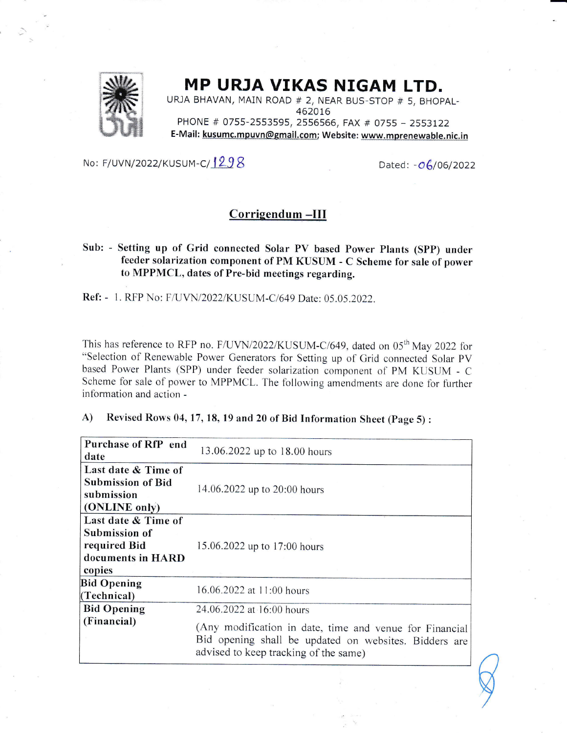# MP URJA VIKAS NIGAM LTD.

URJA BHAVAN, MAIN ROAD # 2, NEAR BUS-STOP # 5, BHOPAL-462016

PHONE # 0755-2553595, 2556566, FAX # 0755 – 2553122

**E-Mail: kusumc.mpuvn@gmail.com; Website: www.mprenewable.nic.in**

No: F/UVN/2022/KUSUM-C/1298 Dated: -06/06/2022

## Corrigendum –III

**Sub: - Setting up of Grid connected Solar PV based Power Plants (SPP) under feeder solarization component of PM KUSUM - C Scheme for sale of power to MPPMCL, dates of Pre-bid meetings regarding.**

**Ref: -** 1. RFP No: F/UVN/2022/KUSUM-C/649 Date: 05.05.2022.

This has reference to RFP no. F/UVN/2022/KUSUM-C/649, dated on 05th May 2022 for "Selection of Renewable Power Generators for Setting up of Grid connected Solar PV based Power Plants (SPP) under feeder solarization component of PM KUSUM - C Scheme for sale of power to MPPMCL. The following amendments are done for further information and action -

**A) Revised Rows 04, 17, 18, 19 and 20 of Bid Information Sheet (Page 5) :**

| **Purchase of RfP end date** | 13.06.2022 up to 18.00 hours |
|---|---|
| **Last date & Time of Submission of Bid submission (ONLINE only)** | 14.06.2022 up to 20:00 hours |
| **Last date & Time of Submission of required Bid documents in HARD copies** | 15.06.2022 up to 17:00 hours |
| **Bid Opening (Technical)** | 16.06.2022 at 11:00 hours |
| **Bid Opening (Financial)** | 24.06.2022 at 16:00 hours<br>(Any modification in date, time and venue for Financial Bid opening shall be updated on websites. Bidders are advised to keep tracking of the same) |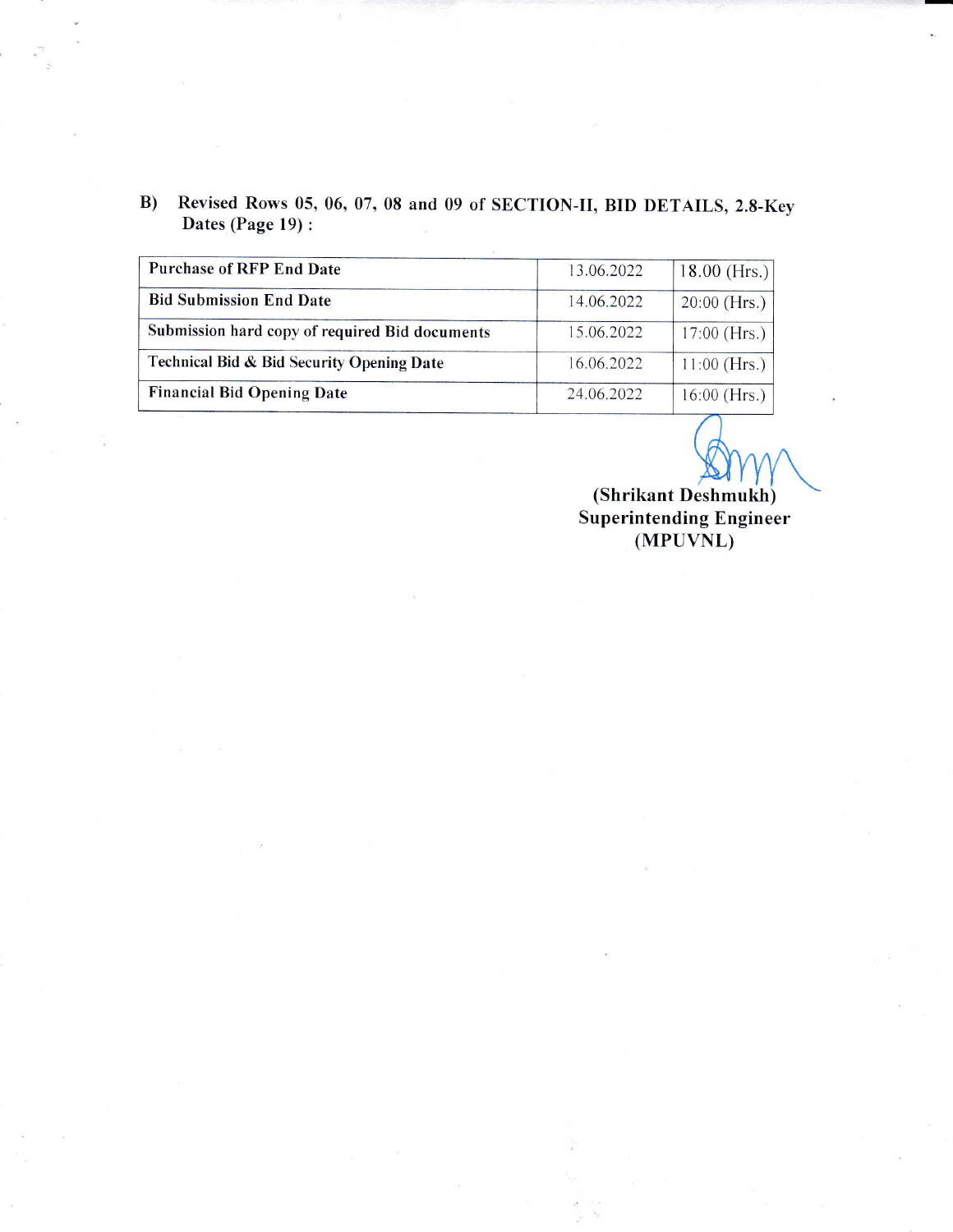**B) Revised Rows 05, 06, 07, 08 and 09 of SECTION-II, BID DETAILS, 2.8-Key Dates (Page 19) :**

| | | |
|---|---|---|
| **Purchase of RFP End Date** | 13.06.2022 | 18.00 (Hrs.) |
| **Bid Submission End Date** | 14.06.2022 | 20:00 (Hrs.) |
| **Submission hard copy of required Bid documents** | 15.06.2022 | 17:00 (Hrs.) |
| **Technical Bid & Bid Security Opening Date** | 16.06.2022 | 11:00 (Hrs.) |
| **Financial Bid Opening Date** | 24.06.2022 | 16:00 (Hrs.) |

**(Shrikant Deshmukh)**
**Superintending Engineer**
**(MPUVNL)**